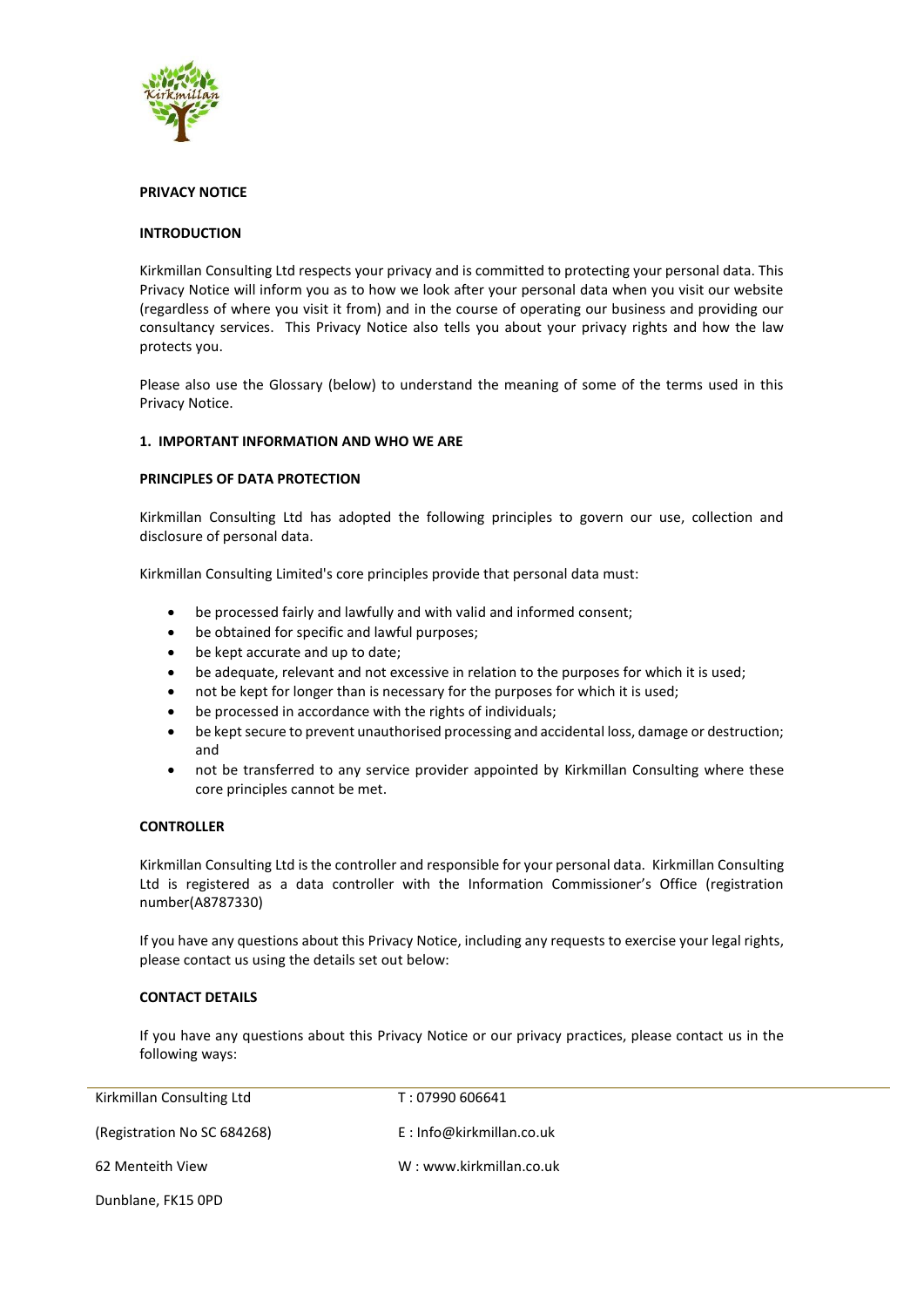**PRIVACY NOTICE**

**INTRODUCTION**

Kirkmillan Consulting Ltd respects your privacy and is committed to protecting your personal data. This Privacy Notice will inform you as to how we look after your personal data when you visit our website (regardless of where you visit it from) and in the course of operating our business and providing our consultancy services. This Privacy Notice also tells you about your privacy rights and how the law protects you.

Please also use the Glossary (below) to understand the meaning of some of the terms used in this Privacy Notice.

**1. IMPORTANT INFORMATION AND WHO WE ARE**

**PRINCIPLES OF DATA PROTECTION**

Kirkmillan Consulting Ltd has adopted the following principles to govern our use, collection and disclosure of personal data.

Kirkmillan Consulting Limited's core principles provide that personal data must:

- be processed fairly and lawfully and with valid and informed consent;
- be obtained for specific and lawful purposes;
- be kept accurate and up to date;
- be adequate, relevant and not excessive in relation to the purposes for which it is used;
- not be kept for longer than is necessary for the purposes for which it is used;
- be processed in accordance with the rights of individuals;
- be kept secure to prevent unauthorised processing and accidental loss, damage or destruction; and
- not be transferred to any service provider appointed by Kirkmillan Consulting where these core principles cannot be met.

**CONTROLLER**

Kirkmillan Consulting Ltd is the controller and responsible for your personal data. Kirkmillan Consulting Ltd is registered as a data controller with the Information Commissioner's Office (registration number(A8787330)

If you have any questions about this Privacy Notice, including any requests to exercise your legal rights, please contact us using the details set out below:

**CONTACT DETAILS**

If you have any questions about this Privacy Notice or our privacy practices, please contact us in the following ways:

| | |
|---|---|
| Kirkmillan Consulting Ltd | T : 07990 606641 |
| (Registration No SC 684268) | E : Info@kirkmillan.co.uk |
| 62 Menteith View | W : www.kirkmillan.co.uk |
| Dunblane, FK15 0PD | |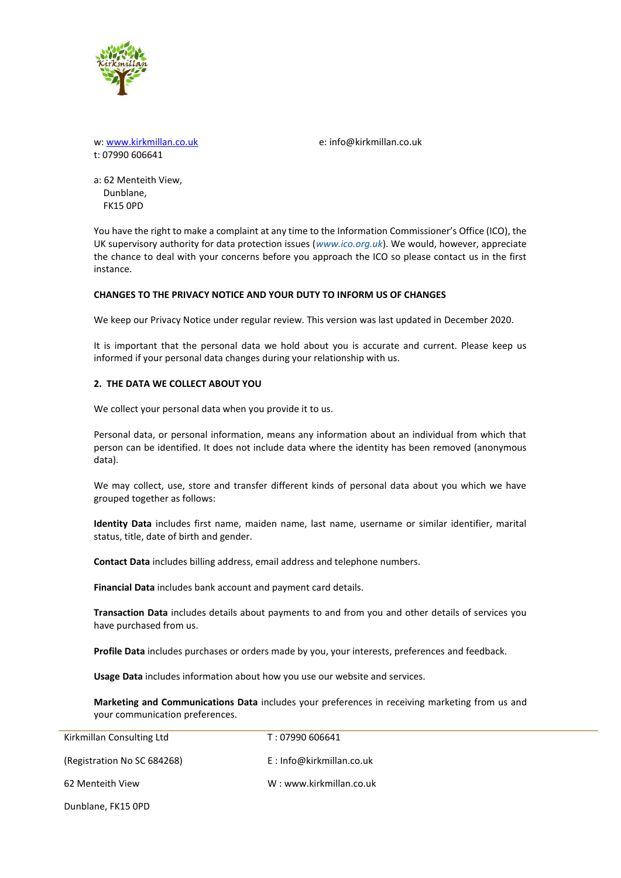w: www.kirkmillan.co.uk e: info@kirkmillan.co.uk
t: 07990 606641

a: 62 Menteith View,
Dunblane,
FK15 0PD

You have the right to make a complaint at any time to the Information Commissioner's Office (ICO), the UK supervisory authority for data protection issues (*www.ico.org.uk*). We would, however, appreciate the chance to deal with your concerns before you approach the ICO so please contact us in the first instance.

**CHANGES TO THE PRIVACY NOTICE AND YOUR DUTY TO INFORM US OF CHANGES**

We keep our Privacy Notice under regular review. This version was last updated in December 2020.

It is important that the personal data we hold about you is accurate and current. Please keep us informed if your personal data changes during your relationship with us.

## 2. THE DATA WE COLLECT ABOUT YOU

We collect your personal data when you provide it to us.

Personal data, or personal information, means any information about an individual from which that person can be identified. It does not include data where the identity has been removed (anonymous data).

We may collect, use, store and transfer different kinds of personal data about you which we have grouped together as follows:

**Identity Data** includes first name, maiden name, last name, username or similar identifier, marital status, title, date of birth and gender.

**Contact Data** includes billing address, email address and telephone numbers.

**Financial Data** includes bank account and payment card details.

**Transaction Data** includes details about payments to and from you and other details of services you have purchased from us.

**Profile Data** includes purchases or orders made by you, your interests, preferences and feedback.

**Usage Data** includes information about how you use our website and services.

**Marketing and Communications Data** includes your preferences in receiving marketing from us and your communication preferences.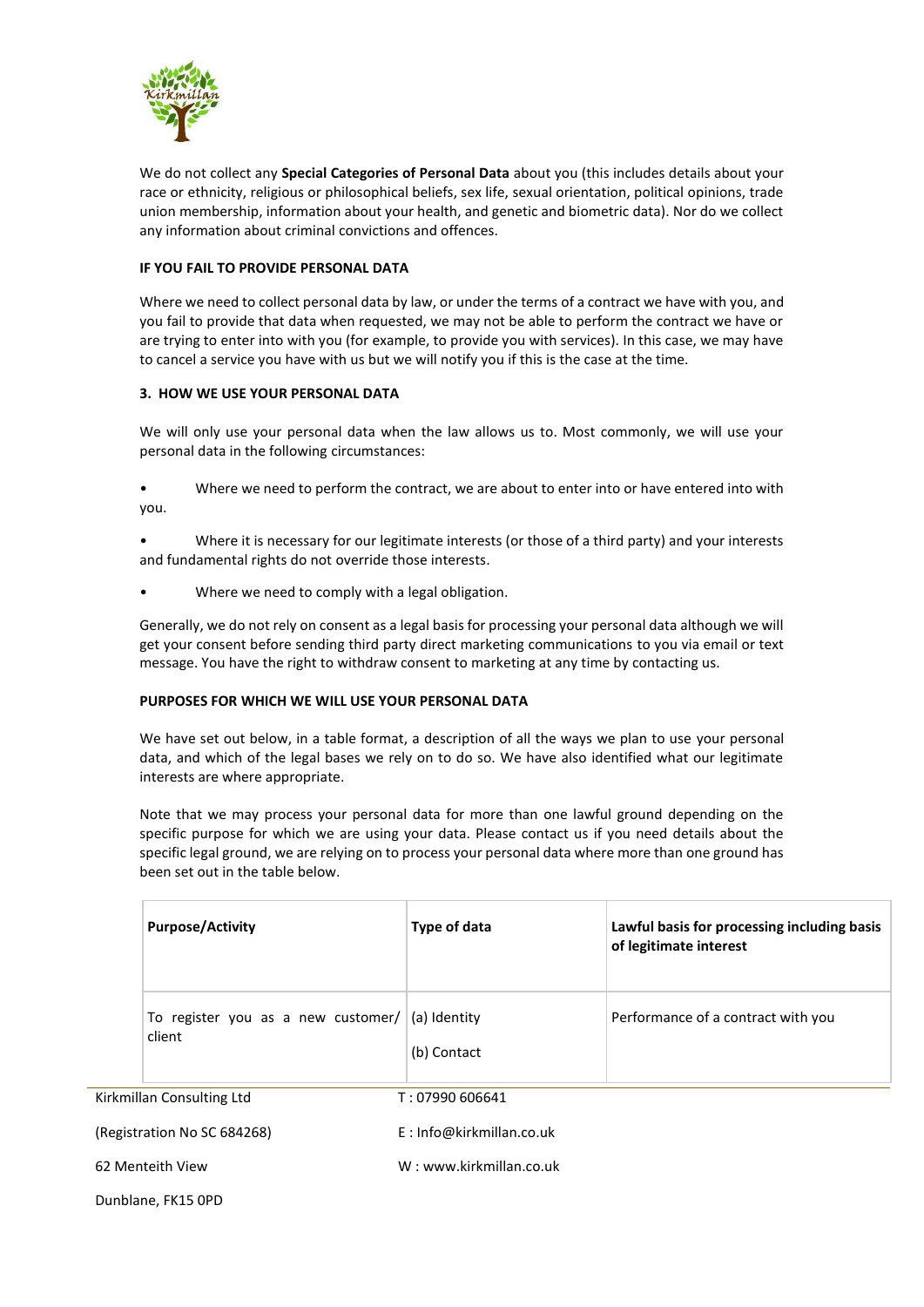We do not collect any **Special Categories of Personal Data** about you (this includes details about your race or ethnicity, religious or philosophical beliefs, sex life, sexual orientation, political opinions, trade union membership, information about your health, and genetic and biometric data). Nor do we collect any information about criminal convictions and offences.

**IF YOU FAIL TO PROVIDE PERSONAL DATA**

Where we need to collect personal data by law, or under the terms of a contract we have with you, and you fail to provide that data when requested, we may not be able to perform the contract we have or are trying to enter into with you (for example, to provide you with services). In this case, we may have to cancel a service you have with us but we will notify you if this is the case at the time.

## 3. HOW WE USE YOUR PERSONAL DATA

We will only use your personal data when the law allows us to. Most commonly, we will use your personal data in the following circumstances:

- Where we need to perform the contract, we are about to enter into or have entered into with you.
- Where it is necessary for our legitimate interests (or those of a third party) and your interests and fundamental rights do not override those interests.
- Where we need to comply with a legal obligation.

Generally, we do not rely on consent as a legal basis for processing your personal data although we will get your consent before sending third party direct marketing communications to you via email or text message. You have the right to withdraw consent to marketing at any time by contacting us.

**PURPOSES FOR WHICH WE WILL USE YOUR PERSONAL DATA**

We have set out below, in a table format, a description of all the ways we plan to use your personal data, and which of the legal bases we rely on to do so. We have also identified what our legitimate interests are where appropriate.

Note that we may process your personal data for more than one lawful ground depending on the specific purpose for which we are using your data. Please contact us if you need details about the specific legal ground, we are relying on to process your personal data where more than one ground has been set out in the table below.

| Purpose/Activity | Type of data | Lawful basis for processing including basis of legitimate interest |
|---|---|---|
| To register you as a new customer/ client | (a) Identity<br>(b) Contact | Performance of a contract with you |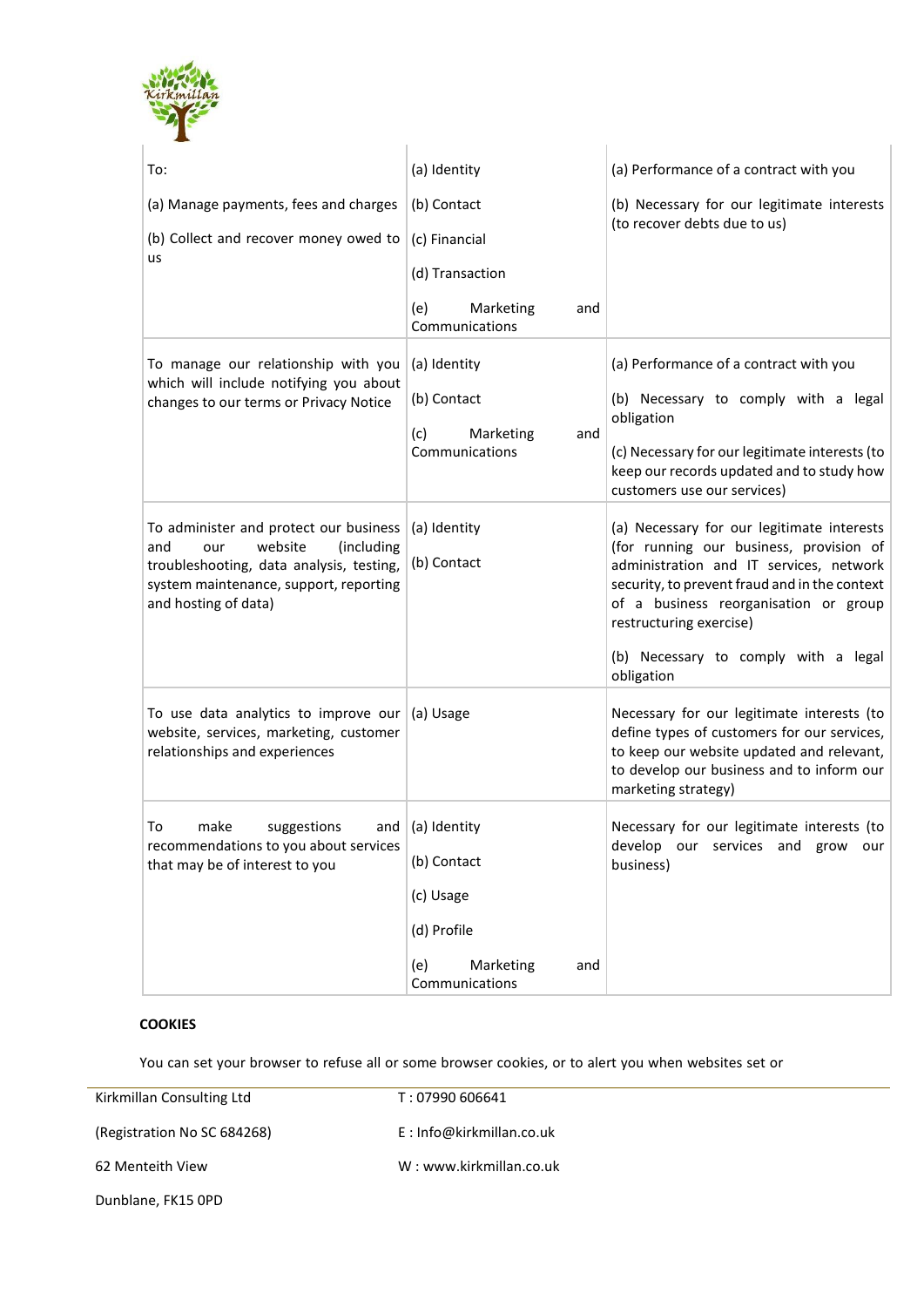| | | |
|---|---|---|
| To:<br><br>(a) Manage payments, fees and charges<br><br>(b) Collect and recover money owed to us | (a) Identity<br><br>(b) Contact<br><br>(c) Financial<br><br>(d) Transaction<br><br>(e) Marketing and Communications | (a) Performance of a contract with you<br><br>(b) Necessary for our legitimate interests (to recover debts due to us) |
| To manage our relationship with you which will include notifying you about changes to our terms or Privacy Notice | (a) Identity<br><br>(b) Contact<br><br>(c) Marketing and Communications | (a) Performance of a contract with you<br><br>(b) Necessary to comply with a legal obligation<br><br>(c) Necessary for our legitimate interests (to keep our records updated and to study how customers use our services) |
| To administer and protect our business and our website (including troubleshooting, data analysis, testing, system maintenance, support, reporting and hosting of data) | (a) Identity<br><br>(b) Contact | (a) Necessary for our legitimate interests (for running our business, provision of administration and IT services, network security, to prevent fraud and in the context of a business reorganisation or group restructuring exercise)<br><br>(b) Necessary to comply with a legal obligation |
| To use data analytics to improve our website, services, marketing, customer relationships and experiences | (a) Usage | Necessary for our legitimate interests (to define types of customers for our services, to keep our website updated and relevant, to develop our business and to inform our marketing strategy) |
| To make suggestions and recommendations to you about services that may be of interest to you | (a) Identity<br><br>(b) Contact<br><br>(c) Usage<br><br>(d) Profile<br><br>(e) Marketing and Communications | Necessary for our legitimate interests (to develop our services and grow our business) |

**COOKIES**

You can set your browser to refuse all or some browser cookies, or to alert you when websites set or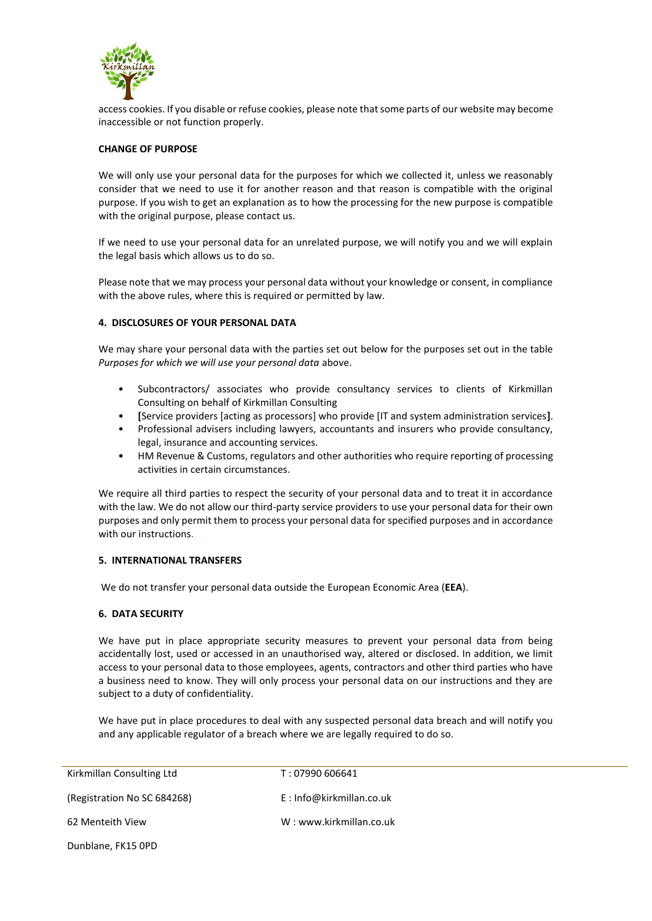access cookies. If you disable or refuse cookies, please note that some parts of our website may become inaccessible or not function properly.

**CHANGE OF PURPOSE**

We will only use your personal data for the purposes for which we collected it, unless we reasonably consider that we need to use it for another reason and that reason is compatible with the original purpose. If you wish to get an explanation as to how the processing for the new purpose is compatible with the original purpose, please contact us.

If we need to use your personal data for an unrelated purpose, we will notify you and we will explain the legal basis which allows us to do so.

Please note that we may process your personal data without your knowledge or consent, in compliance with the above rules, where this is required or permitted by law.

## 4. DISCLOSURES OF YOUR PERSONAL DATA

We may share your personal data with the parties set out below for the purposes set out in the table *Purposes for which we will use your personal data* above.

- Subcontractors/ associates who provide consultancy services to clients of Kirkmillan Consulting on behalf of Kirkmillan Consulting
- **[**Service providers [acting as processors] who provide [IT and system administration services**]**.
- Professional advisers including lawyers, accountants and insurers who provide consultancy, legal, insurance and accounting services.
- HM Revenue & Customs, regulators and other authorities who require reporting of processing activities in certain circumstances.

We require all third parties to respect the security of your personal data and to treat it in accordance with the law. We do not allow our third-party service providers to use your personal data for their own purposes and only permit them to process your personal data for specified purposes and in accordance with our instructions.

## 5. INTERNATIONAL TRANSFERS

We do not transfer your personal data outside the European Economic Area (**EEA**).

## 6. DATA SECURITY

We have put in place appropriate security measures to prevent your personal data from being accidentally lost, used or accessed in an unauthorised way, altered or disclosed. In addition, we limit access to your personal data to those employees, agents, contractors and other third parties who have a business need to know. They will only process your personal data on our instructions and they are subject to a duty of confidentiality.

We have put in place procedures to deal with any suspected personal data breach and will notify you and any applicable regulator of a breach where we are legally required to do so.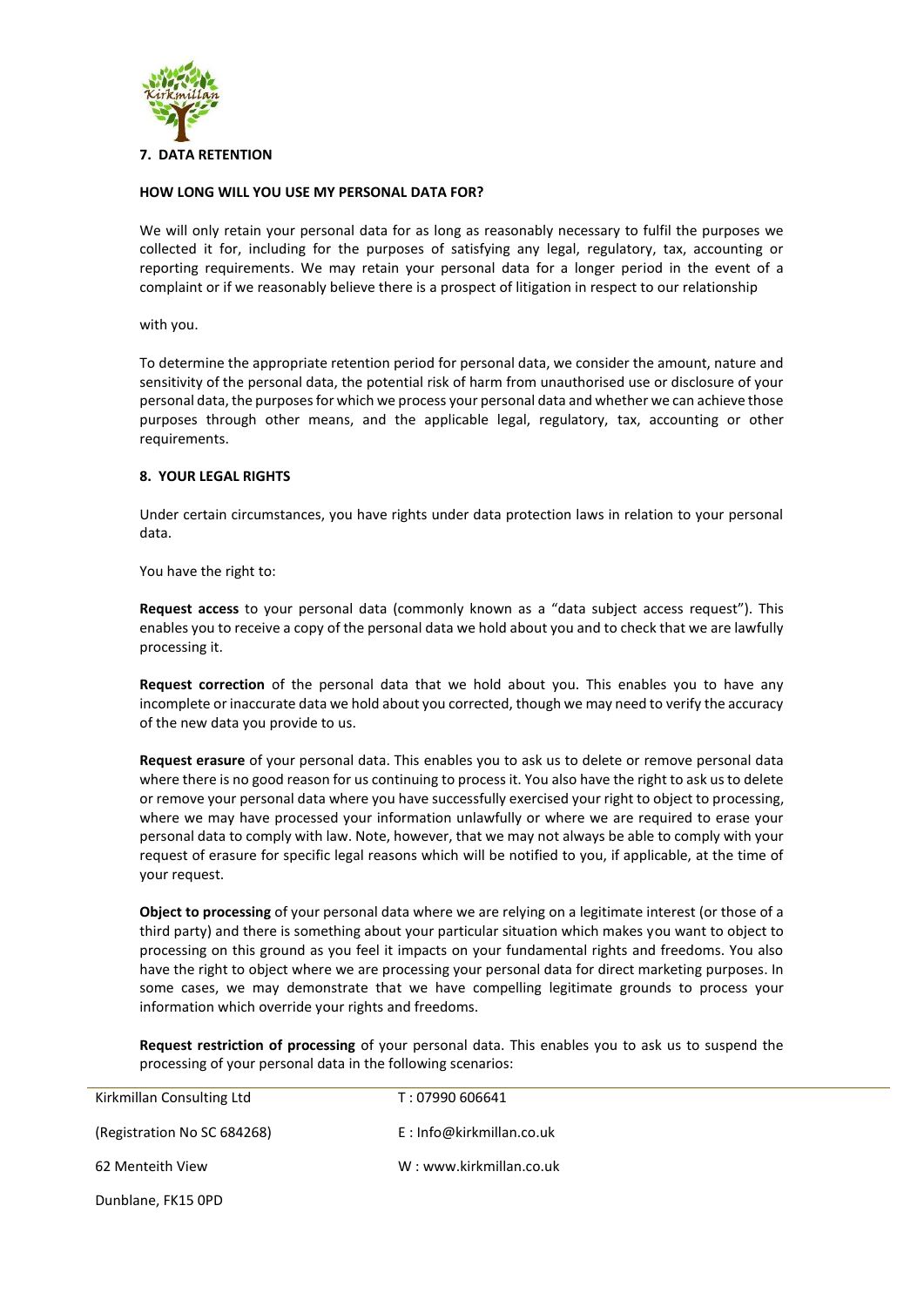## 7. DATA RETENTION

### HOW LONG WILL YOU USE MY PERSONAL DATA FOR?

We will only retain your personal data for as long as reasonably necessary to fulfil the purposes we collected it for, including for the purposes of satisfying any legal, regulatory, tax, accounting or reporting requirements. We may retain your personal data for a longer period in the event of a complaint or if we reasonably believe there is a prospect of litigation in respect to our relationship with you.

To determine the appropriate retention period for personal data, we consider the amount, nature and sensitivity of the personal data, the potential risk of harm from unauthorised use or disclosure of your personal data, the purposes for which we process your personal data and whether we can achieve those purposes through other means, and the applicable legal, regulatory, tax, accounting or other requirements.

## 8. YOUR LEGAL RIGHTS

Under certain circumstances, you have rights under data protection laws in relation to your personal data.

You have the right to:

**Request access** to your personal data (commonly known as a "data subject access request"). This enables you to receive a copy of the personal data we hold about you and to check that we are lawfully processing it.

**Request correction** of the personal data that we hold about you. This enables you to have any incomplete or inaccurate data we hold about you corrected, though we may need to verify the accuracy of the new data you provide to us.

**Request erasure** of your personal data. This enables you to ask us to delete or remove personal data where there is no good reason for us continuing to process it. You also have the right to ask us to delete or remove your personal data where you have successfully exercised your right to object to processing, where we may have processed your information unlawfully or where we are required to erase your personal data to comply with law. Note, however, that we may not always be able to comply with your request of erasure for specific legal reasons which will be notified to you, if applicable, at the time of your request.

**Object to processing** of your personal data where we are relying on a legitimate interest (or those of a third party) and there is something about your particular situation which makes you want to object to processing on this ground as you feel it impacts on your fundamental rights and freedoms. You also have the right to object where we are processing your personal data for direct marketing purposes. In some cases, we may demonstrate that we have compelling legitimate grounds to process your information which override your rights and freedoms.

**Request restriction of processing** of your personal data. This enables you to ask us to suspend the processing of your personal data in the following scenarios: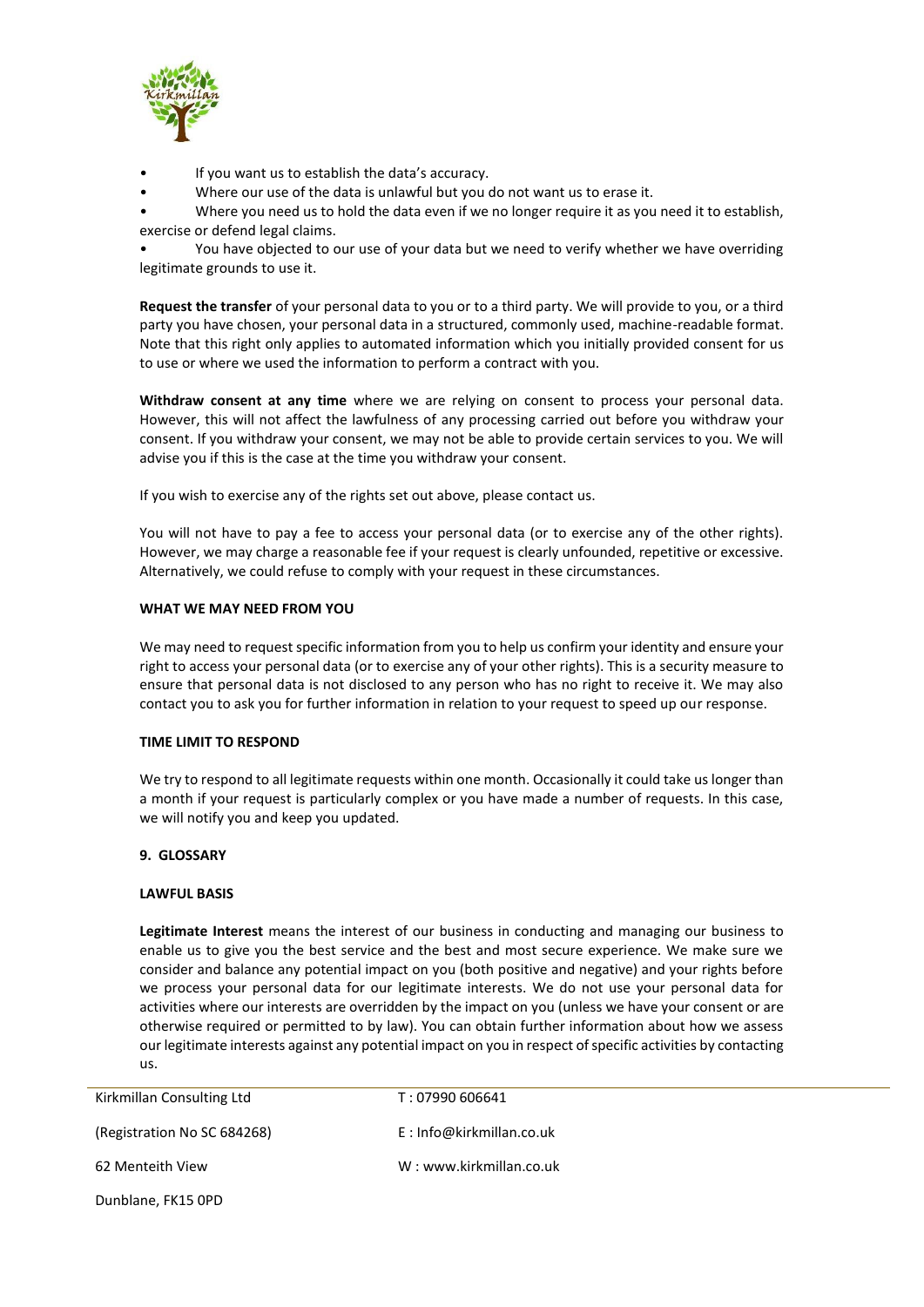- If you want us to establish the data's accuracy.
- Where our use of the data is unlawful but you do not want us to erase it.
- Where you need us to hold the data even if we no longer require it as you need it to establish, exercise or defend legal claims.
- You have objected to our use of your data but we need to verify whether we have overriding legitimate grounds to use it.

**Request the transfer** of your personal data to you or to a third party. We will provide to you, or a third party you have chosen, your personal data in a structured, commonly used, machine-readable format. Note that this right only applies to automated information which you initially provided consent for us to use or where we used the information to perform a contract with you.

**Withdraw consent at any time** where we are relying on consent to process your personal data. However, this will not affect the lawfulness of any processing carried out before you withdraw your consent. If you withdraw your consent, we may not be able to provide certain services to you. We will advise you if this is the case at the time you withdraw your consent.

If you wish to exercise any of the rights set out above, please contact us.

You will not have to pay a fee to access your personal data (or to exercise any of the other rights). However, we may charge a reasonable fee if your request is clearly unfounded, repetitive or excessive. Alternatively, we could refuse to comply with your request in these circumstances.

**WHAT WE MAY NEED FROM YOU**

We may need to request specific information from you to help us confirm your identity and ensure your right to access your personal data (or to exercise any of your other rights). This is a security measure to ensure that personal data is not disclosed to any person who has no right to receive it. We may also contact you to ask you for further information in relation to your request to speed up our response.

**TIME LIMIT TO RESPOND**

We try to respond to all legitimate requests within one month. Occasionally it could take us longer than a month if your request is particularly complex or you have made a number of requests. In this case, we will notify you and keep you updated.

## 9. GLOSSARY

**LAWFUL BASIS**

**Legitimate Interest** means the interest of our business in conducting and managing our business to enable us to give you the best service and the best and most secure experience. We make sure we consider and balance any potential impact on you (both positive and negative) and your rights before we process your personal data for our legitimate interests. We do not use your personal data for activities where our interests are overridden by the impact on you (unless we have your consent or are otherwise required or permitted to by law). You can obtain further information about how we assess our legitimate interests against any potential impact on you in respect of specific activities by contacting us.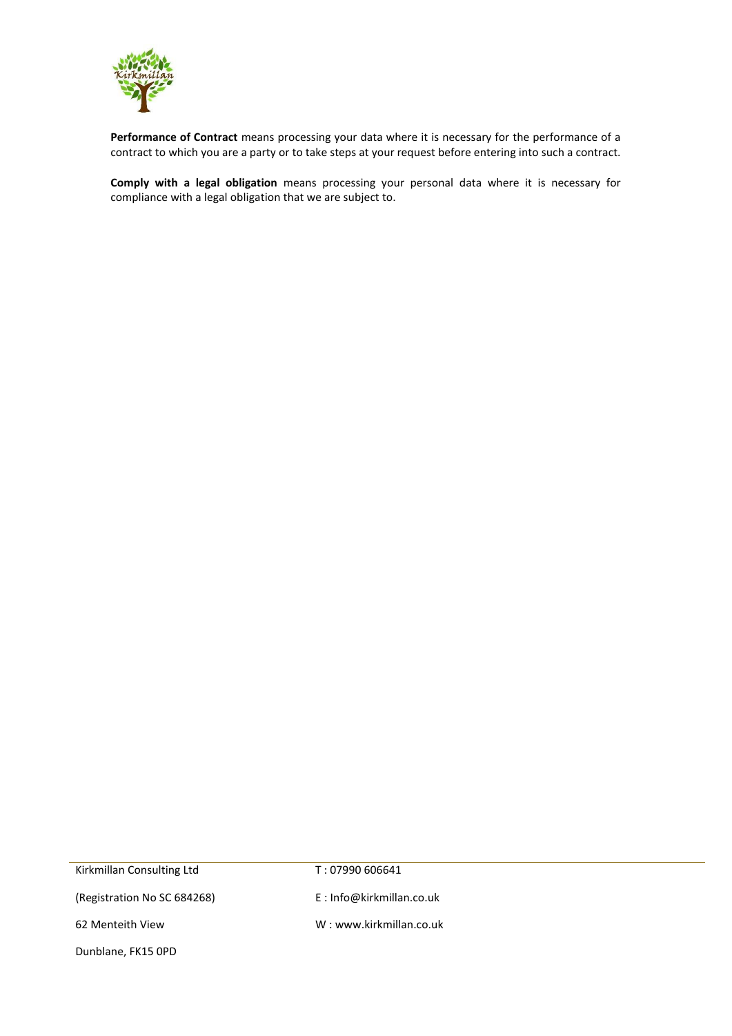**Performance of Contract** means processing your data where it is necessary for the performance of a contract to which you are a party or to take steps at your request before entering into such a contract.

**Comply with a legal obligation** means processing your personal data where it is necessary for compliance with a legal obligation that we are subject to.